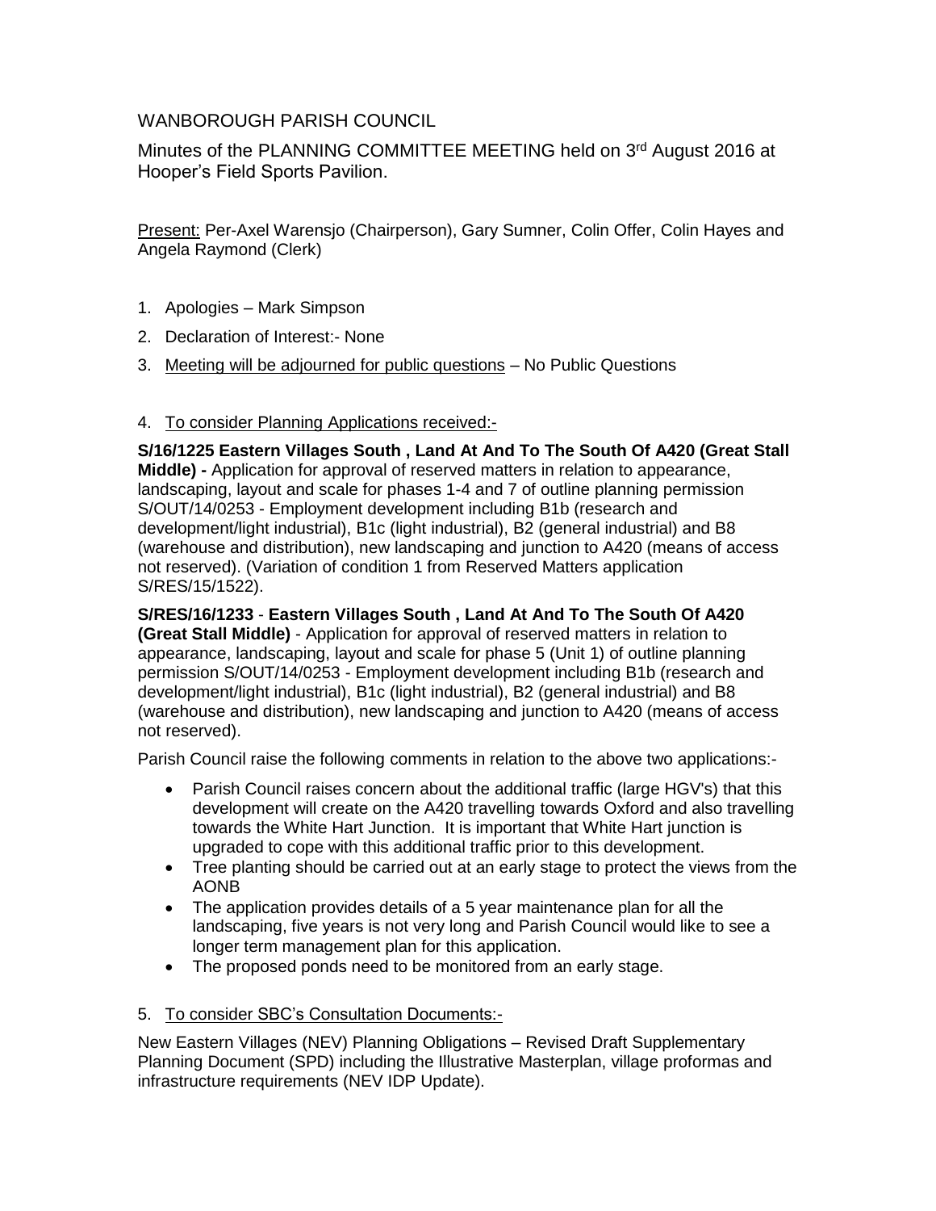WANBOROUGH PARISH COUNCIL

Minutes of the PLANNING COMMITTEE MEETING held on 3rd August 2016 at Hooper's Field Sports Pavilion.

Present: Per-Axel Warensjo (Chairperson), Gary Sumner, Colin Offer, Colin Hayes and Angela Raymond (Clerk)

1. Apologies – Mark Simpson
2. Declaration of Interest:- None
3. Meeting will be adjourned for public questions – No Public Questions

4. To consider Planning Applications received:-

**S/16/1225 Eastern Villages South , Land At And To The South Of A420 (Great Stall Middle) -** Application for approval of reserved matters in relation to appearance, landscaping, layout and scale for phases 1-4 and 7 of outline planning permission S/OUT/14/0253 - Employment development including B1b (research and development/light industrial), B1c (light industrial), B2 (general industrial) and B8 (warehouse and distribution), new landscaping and junction to A420 (means of access not reserved). (Variation of condition 1 from Reserved Matters application S/RES/15/1522).

**S/RES/16/1233** - **Eastern Villages South , Land At And To The South Of A420 (Great Stall Middle)** - Application for approval of reserved matters in relation to appearance, landscaping, layout and scale for phase 5 (Unit 1) of outline planning permission S/OUT/14/0253 - Employment development including B1b (research and development/light industrial), B1c (light industrial), B2 (general industrial) and B8 (warehouse and distribution), new landscaping and junction to A420 (means of access not reserved).

Parish Council raise the following comments in relation to the above two applications:-

- Parish Council raises concern about the additional traffic (large HGV's) that this development will create on the A420 travelling towards Oxford and also travelling towards the White Hart Junction. It is important that White Hart junction is upgraded to cope with this additional traffic prior to this development.
- Tree planting should be carried out at an early stage to protect the views from the AONB
- The application provides details of a 5 year maintenance plan for all the landscaping, five years is not very long and Parish Council would like to see a longer term management plan for this application.
- The proposed ponds need to be monitored from an early stage.

5. To consider SBC's Consultation Documents:-

New Eastern Villages (NEV) Planning Obligations – Revised Draft Supplementary Planning Document (SPD) including the Illustrative Masterplan, village proformas and infrastructure requirements (NEV IDP Update).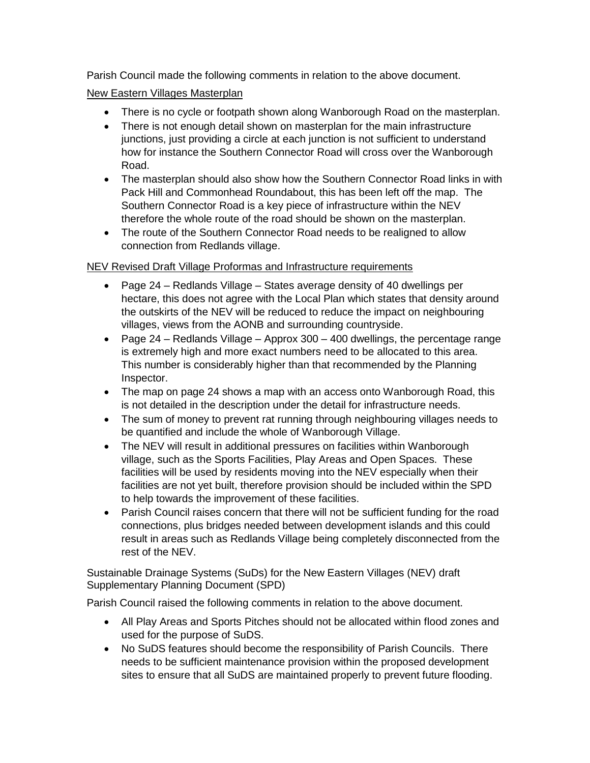Parish Council made the following comments in relation to the above document.

<u>New Eastern Villages Masterplan</u>

- There is no cycle or footpath shown along Wanborough Road on the masterplan.
- There is not enough detail shown on masterplan for the main infrastructure junctions, just providing a circle at each junction is not sufficient to understand how for instance the Southern Connector Road will cross over the Wanborough Road.
- The masterplan should also show how the Southern Connector Road links in with Pack Hill and Commonhead Roundabout, this has been left off the map. The Southern Connector Road is a key piece of infrastructure within the NEV therefore the whole route of the road should be shown on the masterplan.
- The route of the Southern Connector Road needs to be realigned to allow connection from Redlands village.

<u>NEV Revised Draft Village Proformas and Infrastructure requirements</u>

- Page 24 – Redlands Village – States average density of 40 dwellings per hectare, this does not agree with the Local Plan which states that density around the outskirts of the NEV will be reduced to reduce the impact on neighbouring villages, views from the AONB and surrounding countryside.
- Page 24 – Redlands Village – Approx 300 – 400 dwellings, the percentage range is extremely high and more exact numbers need to be allocated to this area. This number is considerably higher than that recommended by the Planning Inspector.
- The map on page 24 shows a map with an access onto Wanborough Road, this is not detailed in the description under the detail for infrastructure needs.
- The sum of money to prevent rat running through neighbouring villages needs to be quantified and include the whole of Wanborough Village.
- The NEV will result in additional pressures on facilities within Wanborough village, such as the Sports Facilities, Play Areas and Open Spaces. These facilities will be used by residents moving into the NEV especially when their facilities are not yet built, therefore provision should be included within the SPD to help towards the improvement of these facilities.
- Parish Council raises concern that there will not be sufficient funding for the road connections, plus bridges needed between development islands and this could result in areas such as Redlands Village being completely disconnected from the rest of the NEV.

Sustainable Drainage Systems (SuDs) for the New Eastern Villages (NEV) draft Supplementary Planning Document (SPD)

Parish Council raised the following comments in relation to the above document.

- All Play Areas and Sports Pitches should not be allocated within flood zones and used for the purpose of SuDS.
- No SuDS features should become the responsibility of Parish Councils. There needs to be sufficient maintenance provision within the proposed development sites to ensure that all SuDS are maintained properly to prevent future flooding.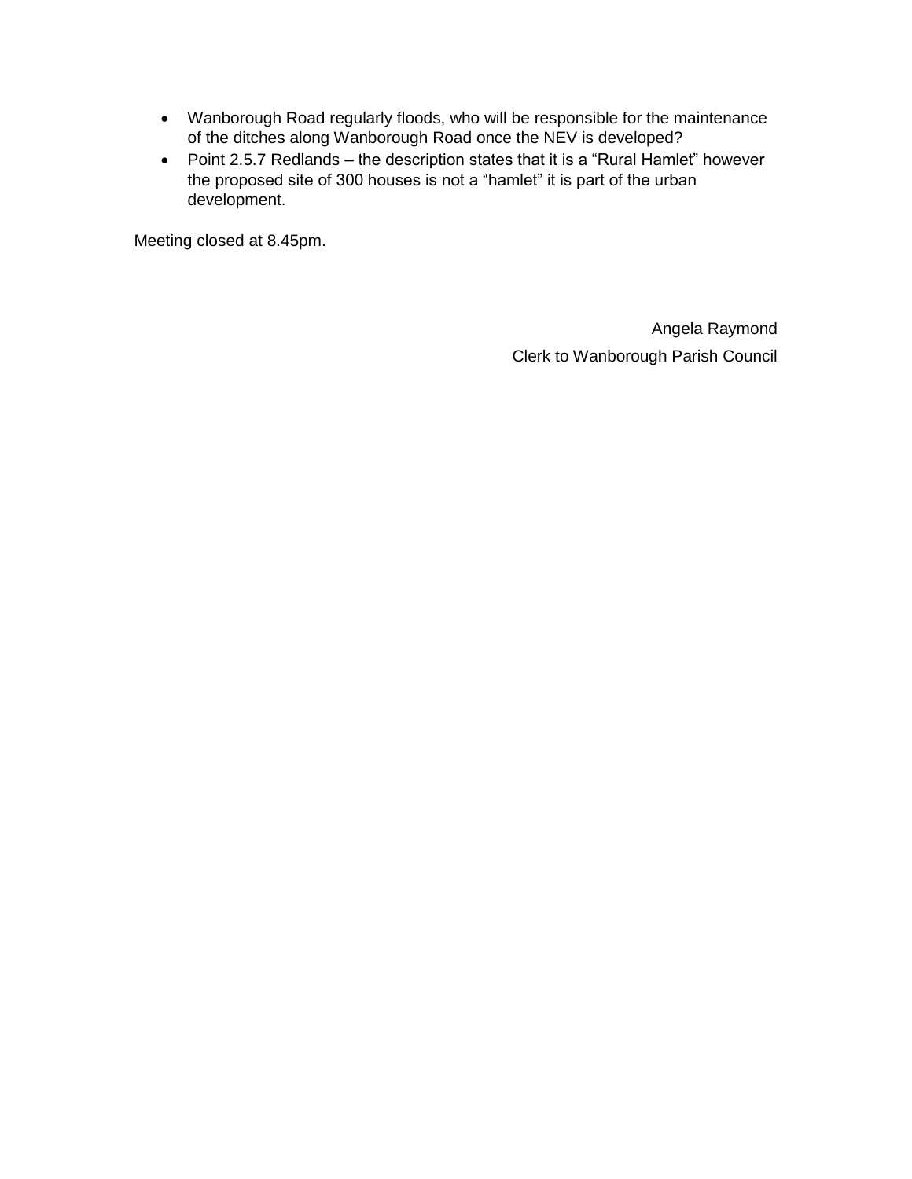- Wanborough Road regularly floods, who will be responsible for the maintenance of the ditches along Wanborough Road once the NEV is developed?
- Point 2.5.7 Redlands – the description states that it is a "Rural Hamlet" however the proposed site of 300 houses is not a "hamlet" it is part of the urban development.

Meeting closed at 8.45pm.

Angela Raymond
Clerk to Wanborough Parish Council